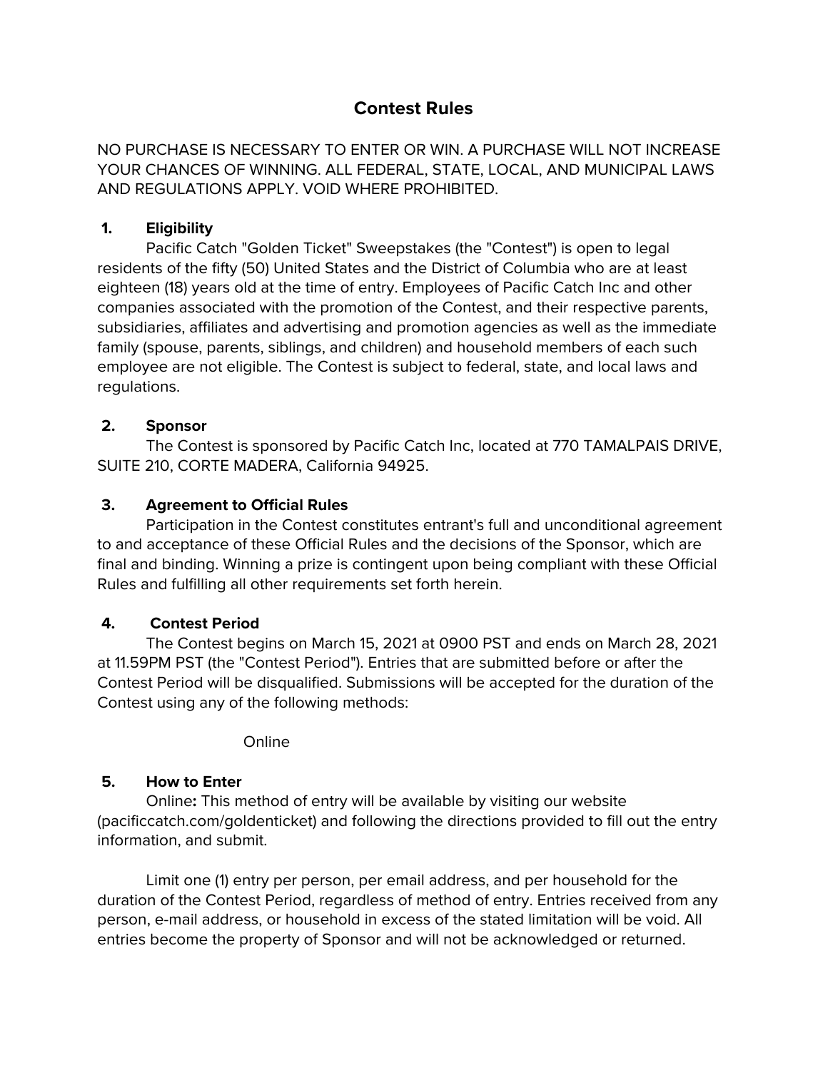# Contest Rules

NO PURCHASE IS NECESSARY TO ENTER OR WIN. A PURCHASE WILL NOT INCREASE YOUR CHANCES OF WINNING. ALL FEDERAL, STATE, LOCAL, AND MUNICIPAL LAWS AND REGULATIONS APPLY. VOID WHERE PROHIBITED.

## 1. Eligibility

Pacific Catch "Golden Ticket" Sweepstakes (the "Contest") is open to legal residents of the fifty (50) United States and the District of Columbia who are at least eighteen (18) years old at the time of entry. Employees of Pacific Catch Inc and other companies associated with the promotion of the Contest, and their respective parents, subsidiaries, affiliates and advertising and promotion agencies as well as the immediate family (spouse, parents, siblings, and children) and household members of each such employee are not eligible. The Contest is subject to federal, state, and local laws and regulations.

## 2. Sponsor

The Contest is sponsored by Pacific Catch Inc, located at 770 TAMALPAIS DRIVE, SUITE 210, CORTE MADERA, California 94925.

## 3. Agreement to Official Rules

Participation in the Contest constitutes entrant's full and unconditional agreement to and acceptance of these Official Rules and the decisions of the Sponsor, which are final and binding. Winning a prize is contingent upon being compliant with these Official Rules and fulfilling all other requirements set forth herein.

## 4. Contest Period

The Contest begins on March 15, 2021 at 0900 PST and ends on March 28, 2021 at 11.59PM PST (the "Contest Period"). Entries that are submitted before or after the Contest Period will be disqualified. Submissions will be accepted for the duration of the Contest using any of the following methods:

Online

## 5. How to Enter

Online**:** This method of entry will be available by visiting our website (pacificcatch.com/goldenticket) and following the directions provided to fill out the entry information, and submit.

Limit one (1) entry per person, per email address, and per household for the duration of the Contest Period, regardless of method of entry. Entries received from any person, e-mail address, or household in excess of the stated limitation will be void. All entries become the property of Sponsor and will not be acknowledged or returned.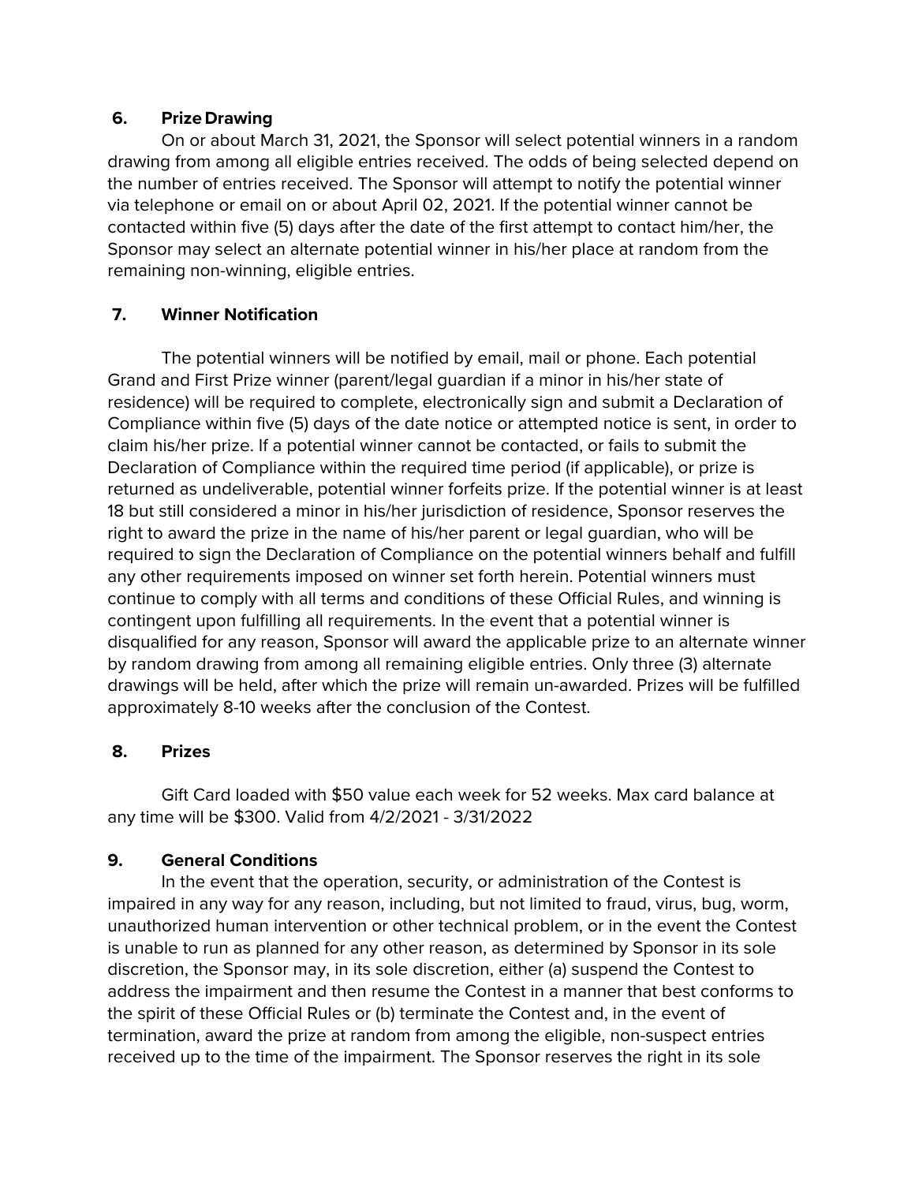## 6. Prize Drawing

On or about March 31, 2021, the Sponsor will select potential winners in a random drawing from among all eligible entries received. The odds of being selected depend on the number of entries received. The Sponsor will attempt to notify the potential winner via telephone or email on or about April 02, 2021. If the potential winner cannot be contacted within five (5) days after the date of the first attempt to contact him/her, the Sponsor may select an alternate potential winner in his/her place at random from the remaining non-winning, eligible entries.

## 7. Winner Notification

The potential winners will be notified by email, mail or phone. Each potential Grand and First Prize winner (parent/legal guardian if a minor in his/her state of residence) will be required to complete, electronically sign and submit a Declaration of Compliance within five (5) days of the date notice or attempted notice is sent, in order to claim his/her prize. If a potential winner cannot be contacted, or fails to submit the Declaration of Compliance within the required time period (if applicable), or prize is returned as undeliverable, potential winner forfeits prize. If the potential winner is at least 18 but still considered a minor in his/her jurisdiction of residence, Sponsor reserves the right to award the prize in the name of his/her parent or legal guardian, who will be required to sign the Declaration of Compliance on the potential winners behalf and fulfill any other requirements imposed on winner set forth herein. Potential winners must continue to comply with all terms and conditions of these Official Rules, and winning is contingent upon fulfilling all requirements. In the event that a potential winner is disqualified for any reason, Sponsor will award the applicable prize to an alternate winner by random drawing from among all remaining eligible entries. Only three (3) alternate drawings will be held, after which the prize will remain un-awarded. Prizes will be fulfilled approximately 8-10 weeks after the conclusion of the Contest.

## 8. Prizes

Gift Card loaded with $50 value each week for 52 weeks. Max card balance at any time will be $300. Valid from 4/2/2021 - 3/31/2022

## 9. General Conditions

In the event that the operation, security, or administration of the Contest is impaired in any way for any reason, including, but not limited to fraud, virus, bug, worm, unauthorized human intervention or other technical problem, or in the event the Contest is unable to run as planned for any other reason, as determined by Sponsor in its sole discretion, the Sponsor may, in its sole discretion, either (a) suspend the Contest to address the impairment and then resume the Contest in a manner that best conforms to the spirit of these Official Rules or (b) terminate the Contest and, in the event of termination, award the prize at random from among the eligible, non-suspect entries received up to the time of the impairment. The Sponsor reserves the right in its sole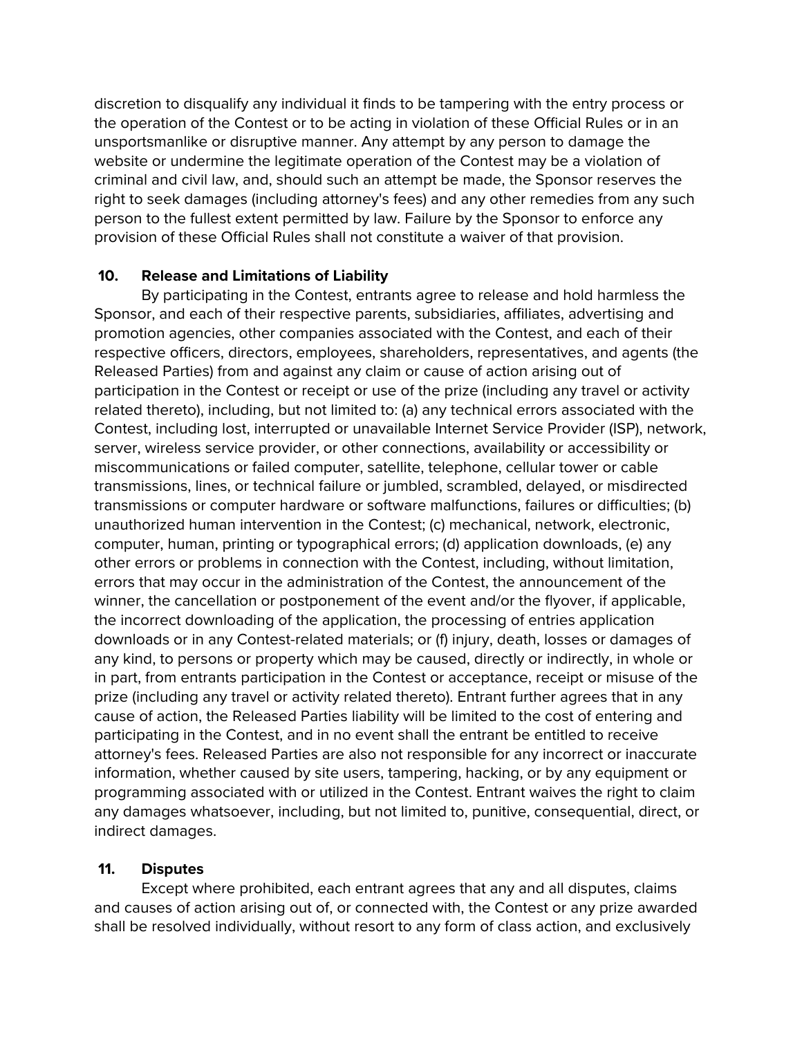discretion to disqualify any individual it finds to be tampering with the entry process or the operation of the Contest or to be acting in violation of these Official Rules or in an unsportsmanlike or disruptive manner. Any attempt by any person to damage the website or undermine the legitimate operation of the Contest may be a violation of criminal and civil law, and, should such an attempt be made, the Sponsor reserves the right to seek damages (including attorney's fees) and any other remedies from any such person to the fullest extent permitted by law. Failure by the Sponsor to enforce any provision of these Official Rules shall not constitute a waiver of that provision.

**10. Release and Limitations of Liability**

By participating in the Contest, entrants agree to release and hold harmless the Sponsor, and each of their respective parents, subsidiaries, affiliates, advertising and promotion agencies, other companies associated with the Contest, and each of their respective officers, directors, employees, shareholders, representatives, and agents (the Released Parties) from and against any claim or cause of action arising out of participation in the Contest or receipt or use of the prize (including any travel or activity related thereto), including, but not limited to: (a) any technical errors associated with the Contest, including lost, interrupted or unavailable Internet Service Provider (ISP), network, server, wireless service provider, or other connections, availability or accessibility or miscommunications or failed computer, satellite, telephone, cellular tower or cable transmissions, lines, or technical failure or jumbled, scrambled, delayed, or misdirected transmissions or computer hardware or software malfunctions, failures or difficulties; (b) unauthorized human intervention in the Contest; (c) mechanical, network, electronic, computer, human, printing or typographical errors; (d) application downloads, (e) any other errors or problems in connection with the Contest, including, without limitation, errors that may occur in the administration of the Contest, the announcement of the winner, the cancellation or postponement of the event and/or the flyover, if applicable, the incorrect downloading of the application, the processing of entries application downloads or in any Contest-related materials; or (f) injury, death, losses or damages of any kind, to persons or property which may be caused, directly or indirectly, in whole or in part, from entrants participation in the Contest or acceptance, receipt or misuse of the prize (including any travel or activity related thereto). Entrant further agrees that in any cause of action, the Released Parties liability will be limited to the cost of entering and participating in the Contest, and in no event shall the entrant be entitled to receive attorney's fees. Released Parties are also not responsible for any incorrect or inaccurate information, whether caused by site users, tampering, hacking, or by any equipment or programming associated with or utilized in the Contest. Entrant waives the right to claim any damages whatsoever, including, but not limited to, punitive, consequential, direct, or indirect damages.

**11. Disputes**

Except where prohibited, each entrant agrees that any and all disputes, claims and causes of action arising out of, or connected with, the Contest or any prize awarded shall be resolved individually, without resort to any form of class action, and exclusively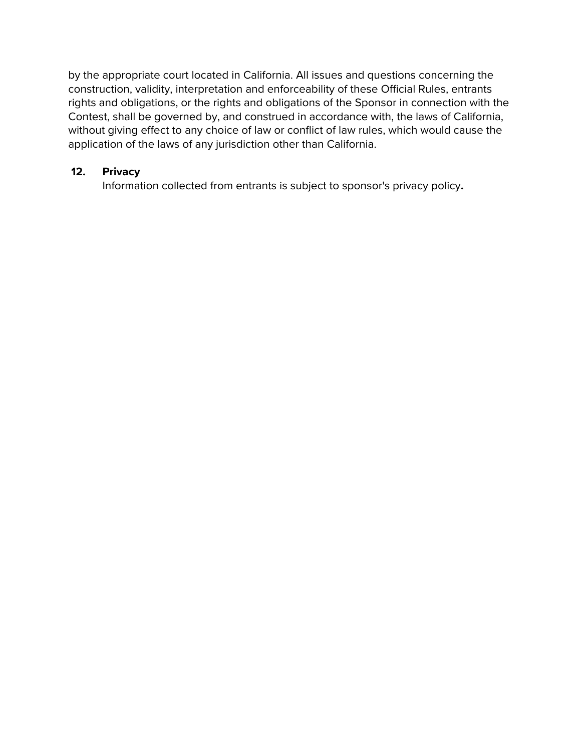by the appropriate court located in California. All issues and questions concerning the construction, validity, interpretation and enforceability of these Official Rules, entrants rights and obligations, or the rights and obligations of the Sponsor in connection with the Contest, shall be governed by, and construed in accordance with, the laws of California, without giving effect to any choice of law or conflict of law rules, which would cause the application of the laws of any jurisdiction other than California.

**12. Privacy**

Information collected from entrants is subject to sponsor's privacy policy**.**